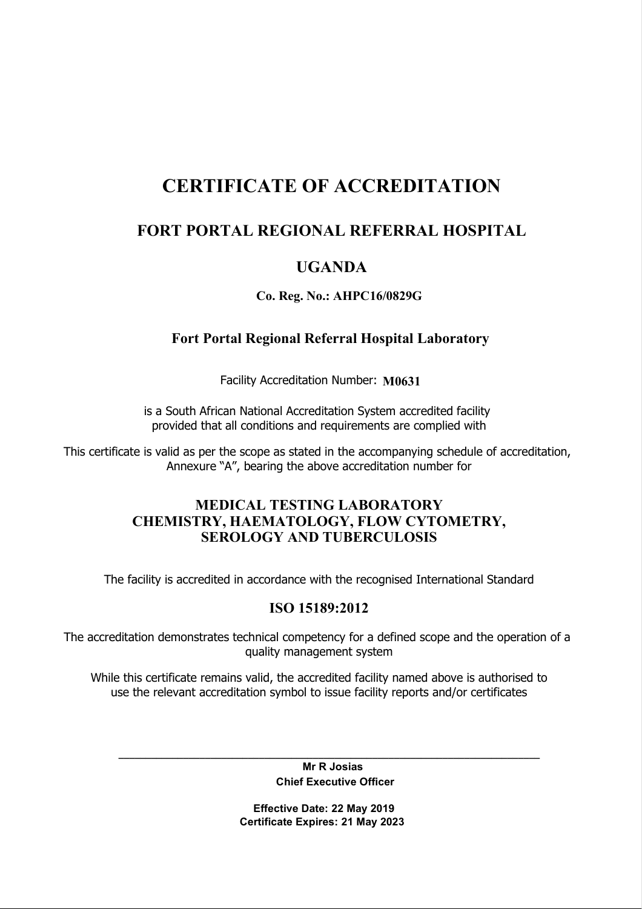# CERTIFICATE OF ACCREDITATION

## FORT PORTAL REGIONAL REFERRAL HOSPITAL

## UGANDA

**Co. Reg. No.: AHPC16/0829G**

### Fort Portal Regional Referral Hospital Laboratory

Facility Accreditation Number: **M0631**

is a South African National Accreditation System accredited facility provided that all conditions and requirements are complied with

This certificate is valid as per the scope as stated in the accompanying schedule of accreditation, Annexure "A", bearing the above accreditation number for

**MEDICAL TESTING LABORATORY**
**CHEMISTRY, HAEMATOLOGY, FLOW CYTOMETRY, SEROLOGY AND TUBERCULOSIS**

The facility is accredited in accordance with the recognised International Standard

**ISO 15189:2012**

The accreditation demonstrates technical competency for a defined scope and the operation of a quality management system

While this certificate remains valid, the accredited facility named above is authorised to use the relevant accreditation symbol to issue facility reports and/or certificates

______________________________________________

**Mr R Josias**
**Chief Executive Officer**

**Effective Date: 22 May 2019**
**Certificate Expires: 21 May 2023**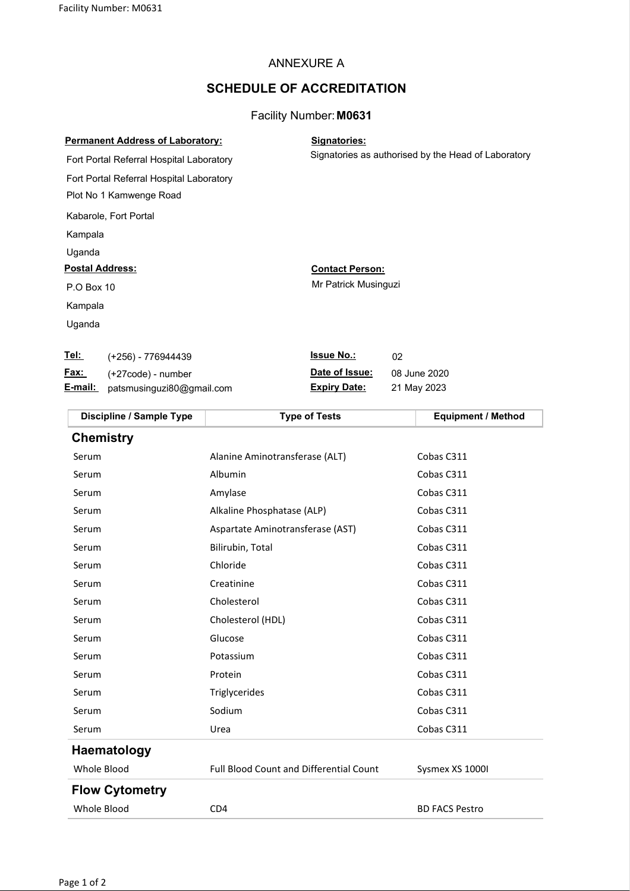# ANNEXURE A

## SCHEDULE OF ACCREDITATION

Facility Number: **M0631**

**Permanent Address of Laboratory:**

Fort Portal Referral Hospital Laboratory

Fort Portal Referral Hospital Laboratory

Plot No 1 Kamwenge Road

Kabarole, Fort Portal

Kampala

Uganda

**Signatories:**

Signatories as authorised by the Head of Laboratory

**Postal Address:**

P.O Box 10

Kampala

Uganda

**Contact Person:**

Mr Patrick Musinguzi

**Tel:** (+256) - 776944439

**Fax:** (+27code) - number

**E-mail:** patsmusinguzi80@gmail.com

**Issue No.:** 02

**Date of Issue:** 08 June 2020

**Expiry Date:** 21 May 2023

| Discipline / Sample Type | Type of Tests | Equipment / Method |
|---|---|---|
| **Chemistry** | | |
| Serum | Alanine Aminotransferase (ALT) | Cobas C311 |
| Serum | Albumin | Cobas C311 |
| Serum | Amylase | Cobas C311 |
| Serum | Alkaline Phosphatase (ALP) | Cobas C311 |
| Serum | Aspartate Aminotransferase (AST) | Cobas C311 |
| Serum | Bilirubin, Total | Cobas C311 |
| Serum | Chloride | Cobas C311 |
| Serum | Creatinine | Cobas C311 |
| Serum | Cholesterol | Cobas C311 |
| Serum | Cholesterol (HDL) | Cobas C311 |
| Serum | Glucose | Cobas C311 |
| Serum | Potassium | Cobas C311 |
| Serum | Protein | Cobas C311 |
| Serum | Triglycerides | Cobas C311 |
| Serum | Sodium | Cobas C311 |
| Serum | Urea | Cobas C311 |
| **Haematology** | | |
| Whole Blood | Full Blood Count and Differential Count | Sysmex XS 1000I |
| **Flow Cytometry** | | |
| Whole Blood | CD4 | BD FACS Pestro |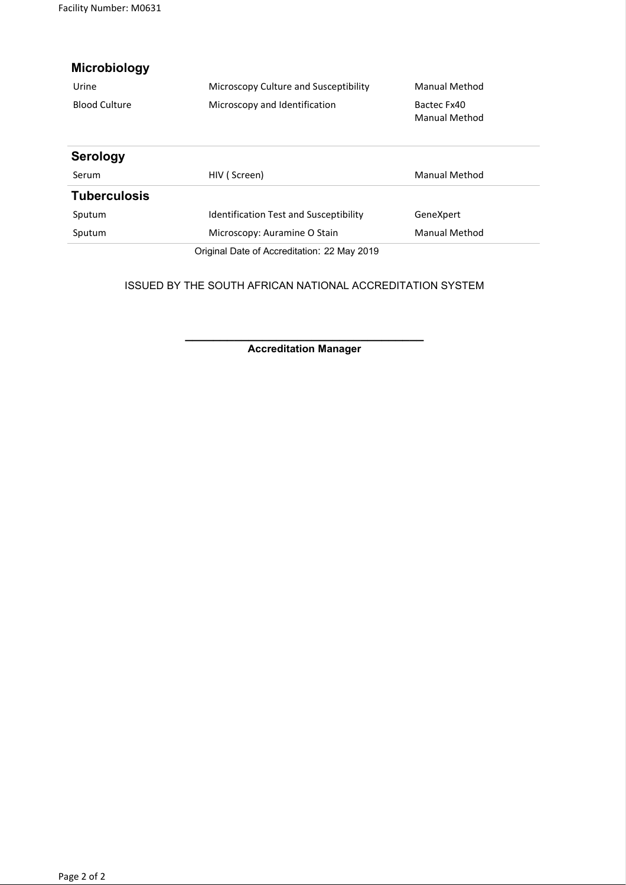## Microbiology

| | | |
|---|---|---|
| Urine | Microscopy Culture and Susceptibility | Manual Method |
| Blood Culture | Microscopy and Identification | Bactec Fx40<br>Manual Method |

## Serology

| | | |
|---|---|---|
| Serum | HIV ( Screen) | Manual Method |

## Tuberculosis

| | | |
|---|---|---|
| Sputum | Identification Test and Susceptibility | GeneXpert |
| Sputum | Microscopy: Auramine O Stain | Manual Method |

Original Date of Accreditation: 22 May 2019

ISSUED BY THE SOUTH AFRICAN NATIONAL ACCREDITATION SYSTEM

______________________________

**Accreditation Manager**